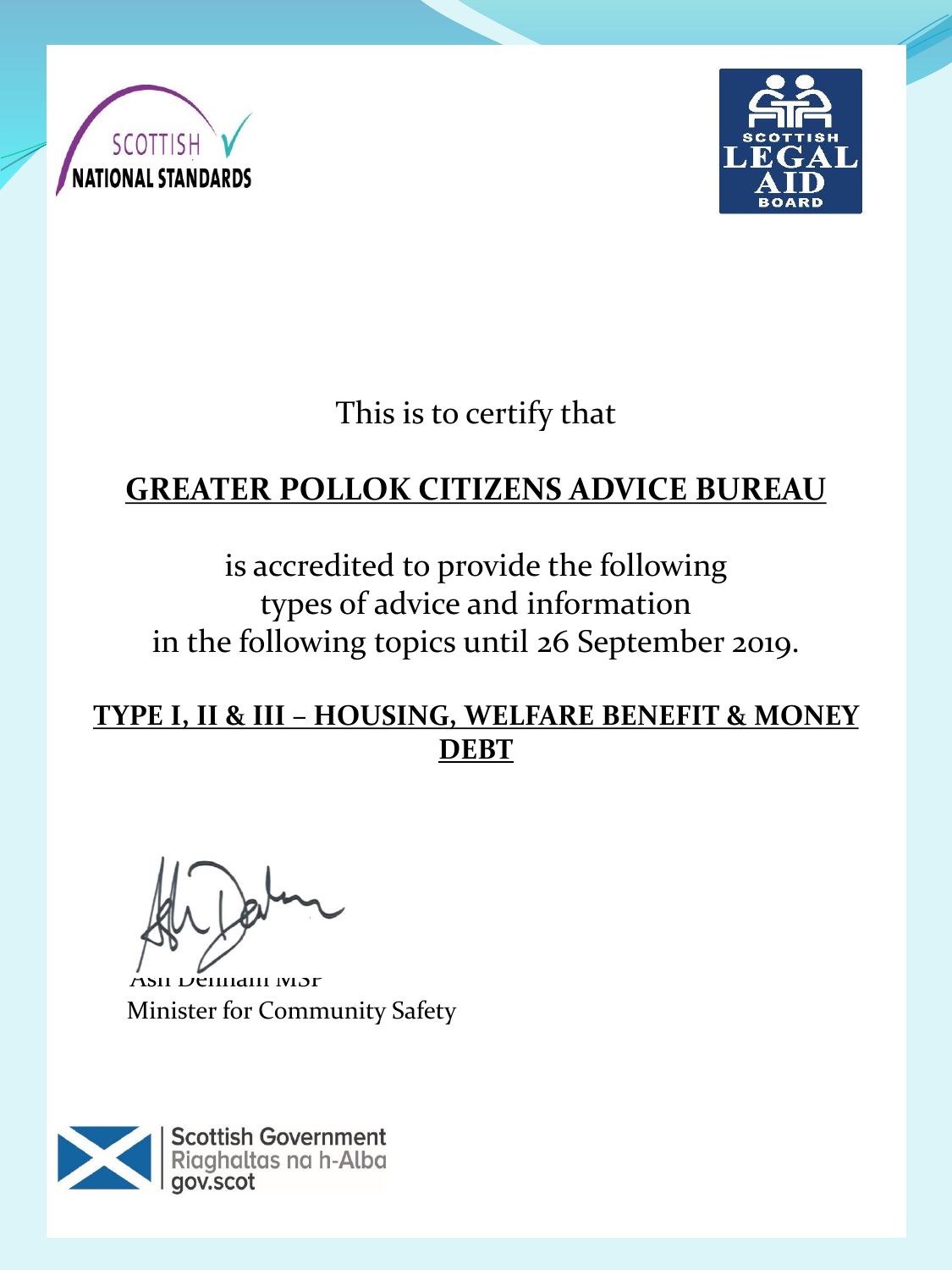SCOTTISH NATIONAL STANDARDS

SCOTTISH LEGAL AID BOARD

This is to certify that

**GREATER POLLOK CITIZENS ADVICE BUREAU**

is accredited to provide the following
types of advice and information
in the following topics until 26 September 2019.

**TYPE I, II & III – HOUSING, WELFARE BENEFIT & MONEY DEBT**

Ash Denham MSP
Minister for Community Safety

Scottish Government
Riaghaltas na h-Alba
gov.scot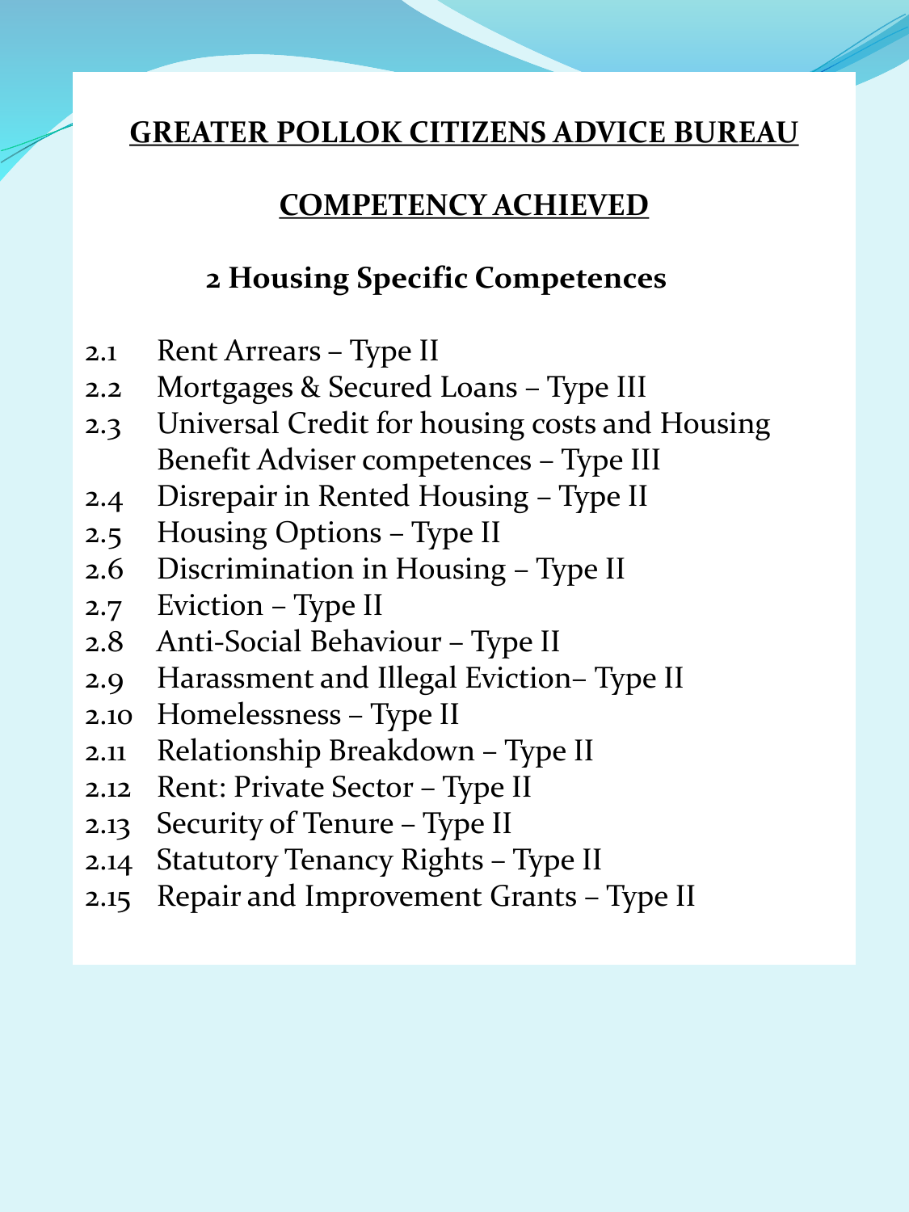# GREATER POLLOK CITIZENS ADVICE BUREAU

## COMPETENCY ACHIEVED

### 2 Housing Specific Competences

2.1 Rent Arrears – Type II
2.2 Mortgages & Secured Loans – Type III
2.3 Universal Credit for housing costs and Housing Benefit Adviser competences – Type III
2.4 Disrepair in Rented Housing – Type II
2.5 Housing Options – Type II
2.6 Discrimination in Housing – Type II
2.7 Eviction – Type II
2.8 Anti-Social Behaviour – Type II
2.9 Harassment and Illegal Eviction– Type II
2.10 Homelessness – Type II
2.11 Relationship Breakdown – Type II
2.12 Rent: Private Sector – Type II
2.13 Security of Tenure – Type II
2.14 Statutory Tenancy Rights – Type II
2.15 Repair and Improvement Grants – Type II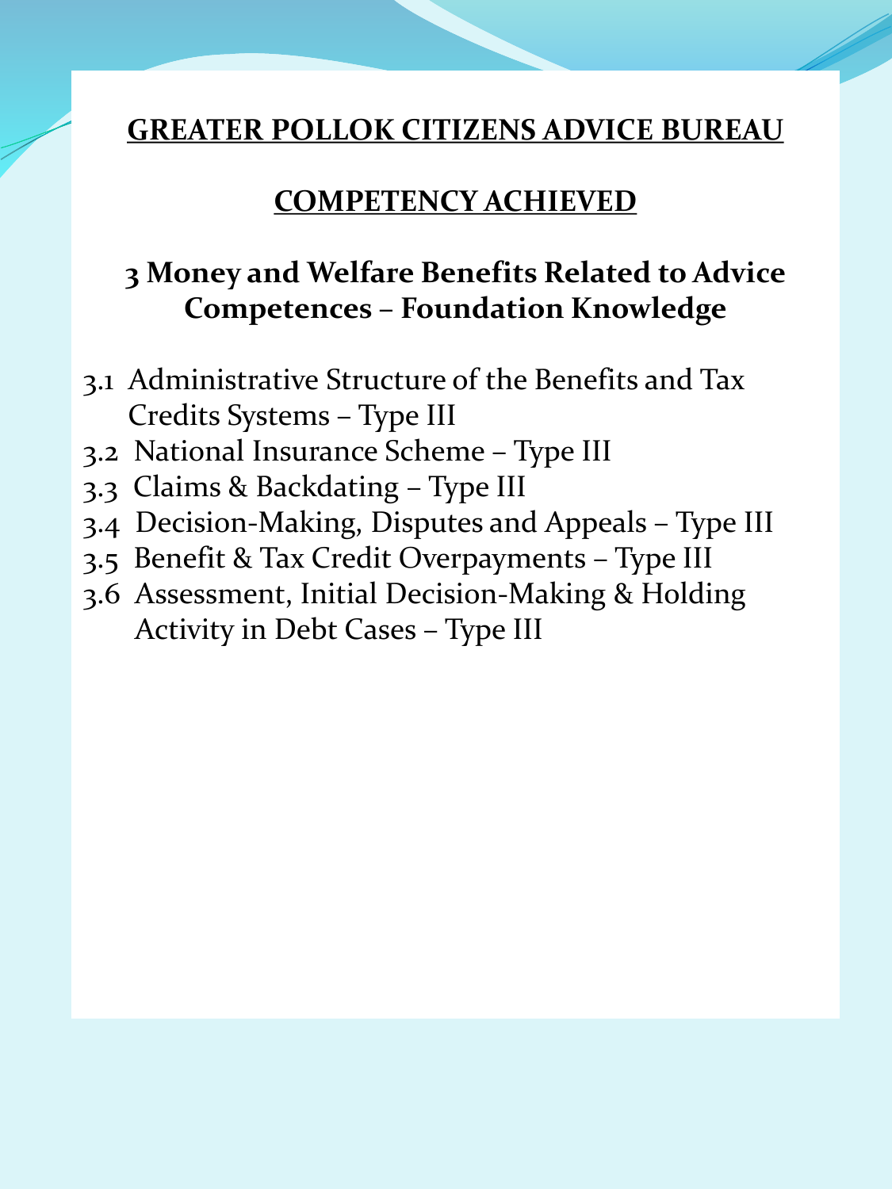## GREATER POLLOK CITIZENS ADVICE BUREAU

## COMPETENCY ACHIEVED

### 3 Money and Welfare Benefits Related to Advice Competences – Foundation Knowledge

3.1 Administrative Structure of the Benefits and Tax Credits Systems – Type III
3.2 National Insurance Scheme – Type III
3.3 Claims & Backdating – Type III
3.4 Decision-Making, Disputes and Appeals – Type III
3.5 Benefit & Tax Credit Overpayments – Type III
3.6 Assessment, Initial Decision-Making & Holding Activity in Debt Cases – Type III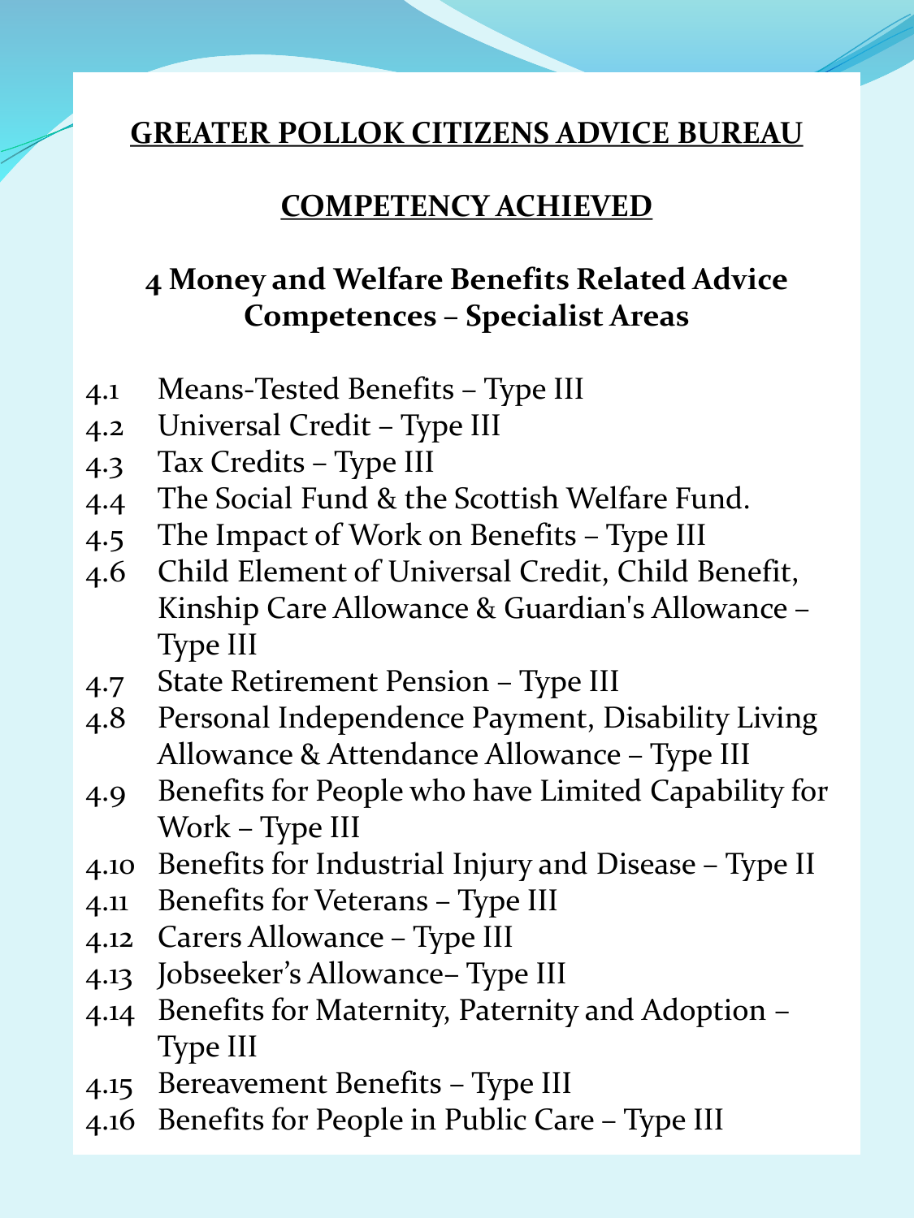# GREATER POLLOK CITIZENS ADVICE BUREAU

## COMPETENCY ACHIEVED

### 4 Money and Welfare Benefits Related Advice Competences – Specialist Areas

4.1 Means-Tested Benefits – Type III
4.2 Universal Credit – Type III
4.3 Tax Credits – Type III
4.4 The Social Fund & the Scottish Welfare Fund.
4.5 The Impact of Work on Benefits – Type III
4.6 Child Element of Universal Credit, Child Benefit, Kinship Care Allowance & Guardian's Allowance – Type III
4.7 State Retirement Pension – Type III
4.8 Personal Independence Payment, Disability Living Allowance & Attendance Allowance – Type III
4.9 Benefits for People who have Limited Capability for Work – Type III
4.10 Benefits for Industrial Injury and Disease – Type II
4.11 Benefits for Veterans – Type III
4.12 Carers Allowance – Type III
4.13 Jobseeker's Allowance– Type III
4.14 Benefits for Maternity, Paternity and Adoption – Type III
4.15 Bereavement Benefits – Type III
4.16 Benefits for People in Public Care – Type III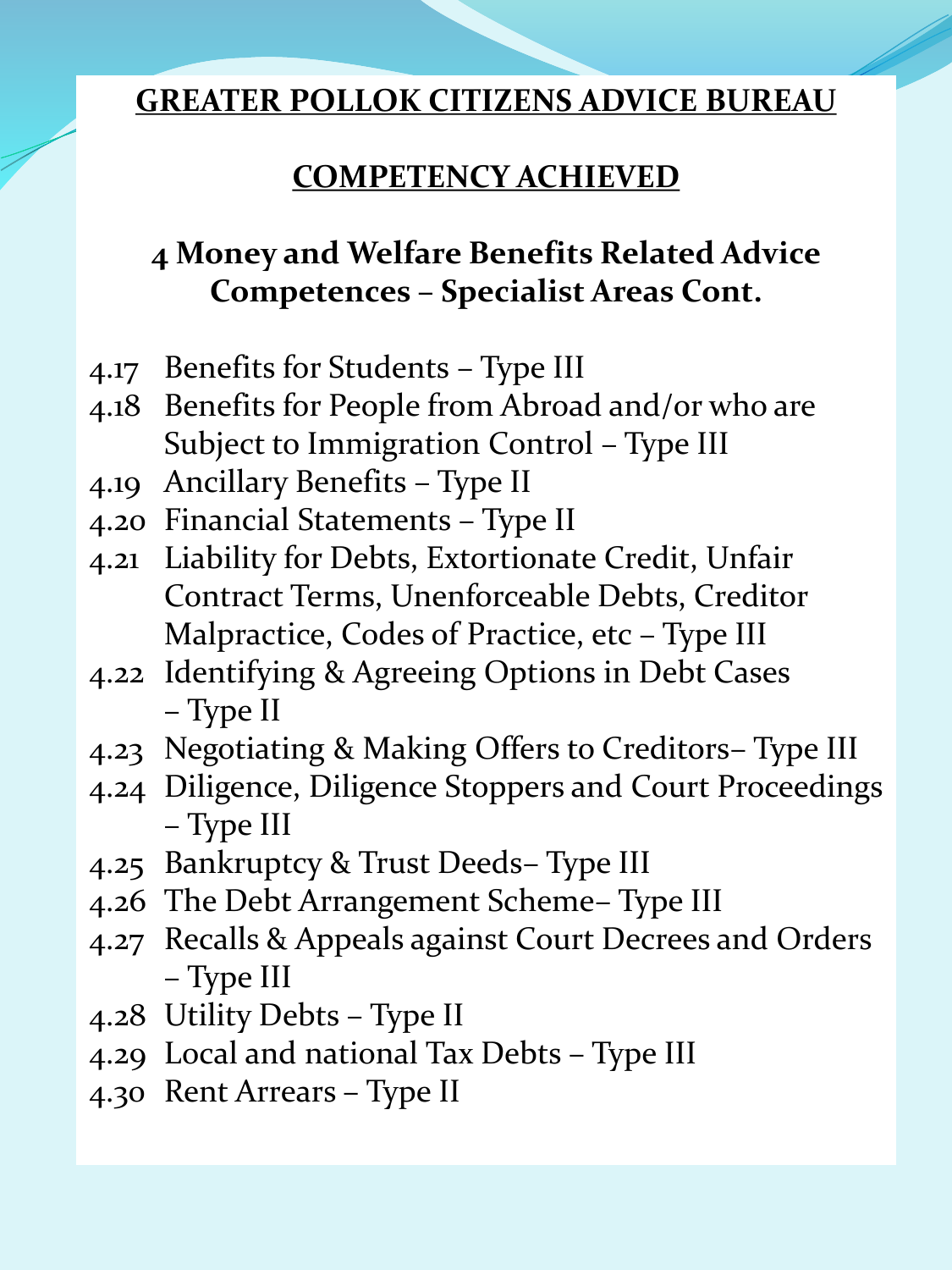**GREATER POLLOK CITIZENS ADVICE BUREAU**

**COMPETENCY ACHIEVED**

## 4 Money and Welfare Benefits Related Advice Competences – Specialist Areas Cont.

- 4.17 Benefits for Students – Type III
- 4.18 Benefits for People from Abroad and/or who are Subject to Immigration Control – Type III
- 4.19 Ancillary Benefits – Type II
- 4.20 Financial Statements – Type II
- 4.21 Liability for Debts, Extortionate Credit, Unfair Contract Terms, Unenforceable Debts, Creditor Malpractice, Codes of Practice, etc – Type III
- 4.22 Identifying & Agreeing Options in Debt Cases – Type II
- 4.23 Negotiating & Making Offers to Creditors– Type III
- 4.24 Diligence, Diligence Stoppers and Court Proceedings – Type III
- 4.25 Bankruptcy & Trust Deeds– Type III
- 4.26 The Debt Arrangement Scheme– Type III
- 4.27 Recalls & Appeals against Court Decrees and Orders – Type III
- 4.28 Utility Debts – Type II
- 4.29 Local and national Tax Debts – Type III
- 4.30 Rent Arrears – Type II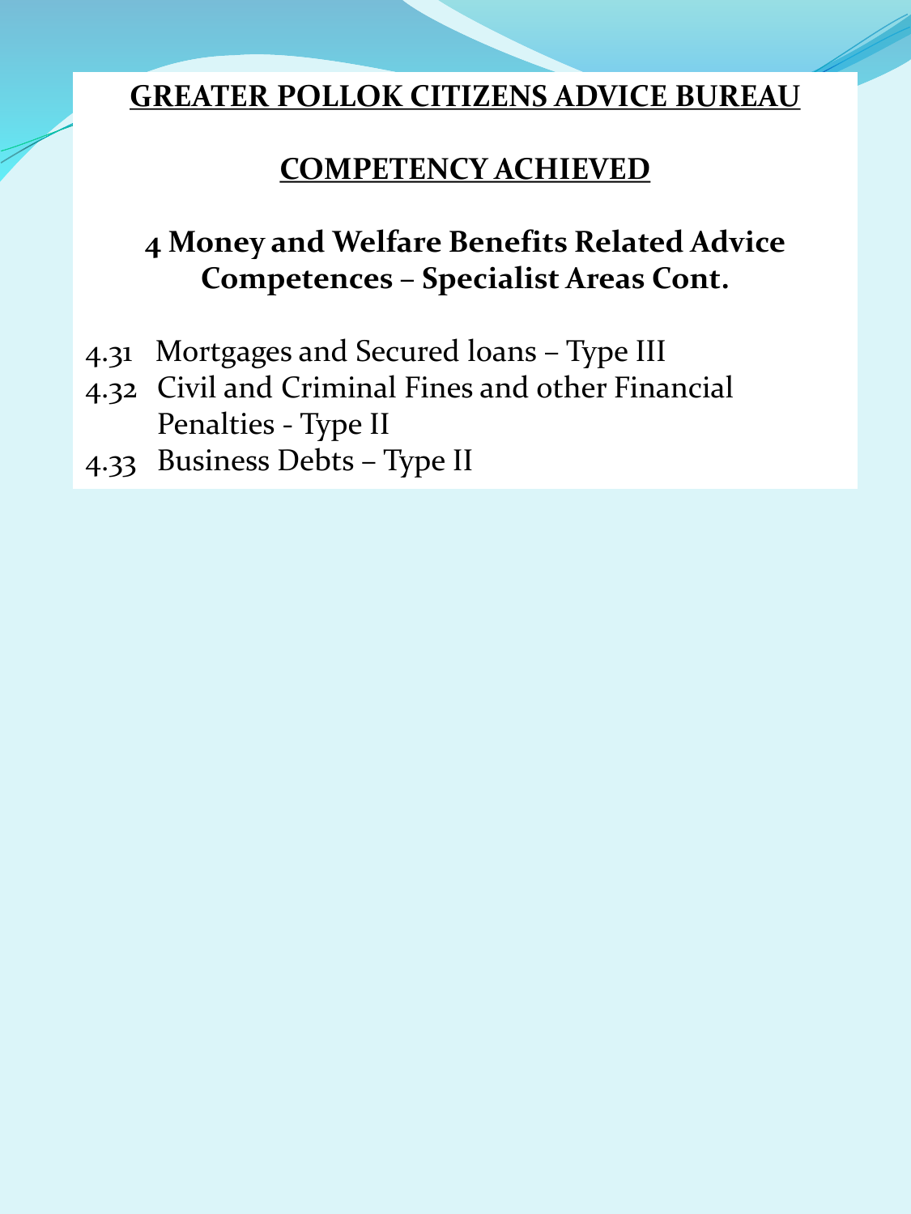# GREATER POLLOK CITIZENS ADVICE BUREAU

## COMPETENCY ACHIEVED

### 4 Money and Welfare Benefits Related Advice Competences – Specialist Areas Cont.

- 4.31 Mortgages and Secured loans – Type III
- 4.32 Civil and Criminal Fines and other Financial Penalties - Type II
- 4.33 Business Debts – Type II